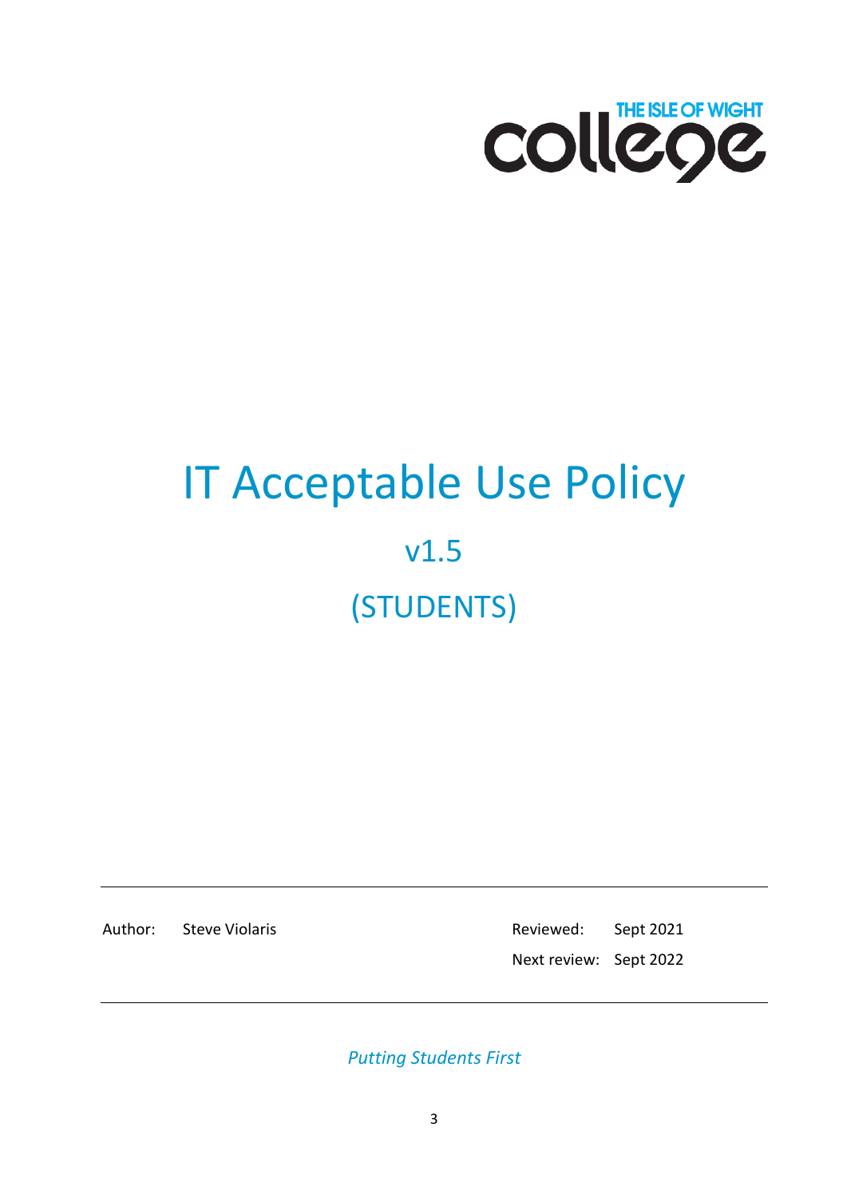THE ISLE OF WIGHT college

# IT Acceptable Use Policy

## v1.5

## (STUDENTS)

| Author: | Steve Violaris | Reviewed: | Sept 2021 |
| --- | --- | --- | --- |
| | | Next review: | Sept 2022 |

*Putting Students First*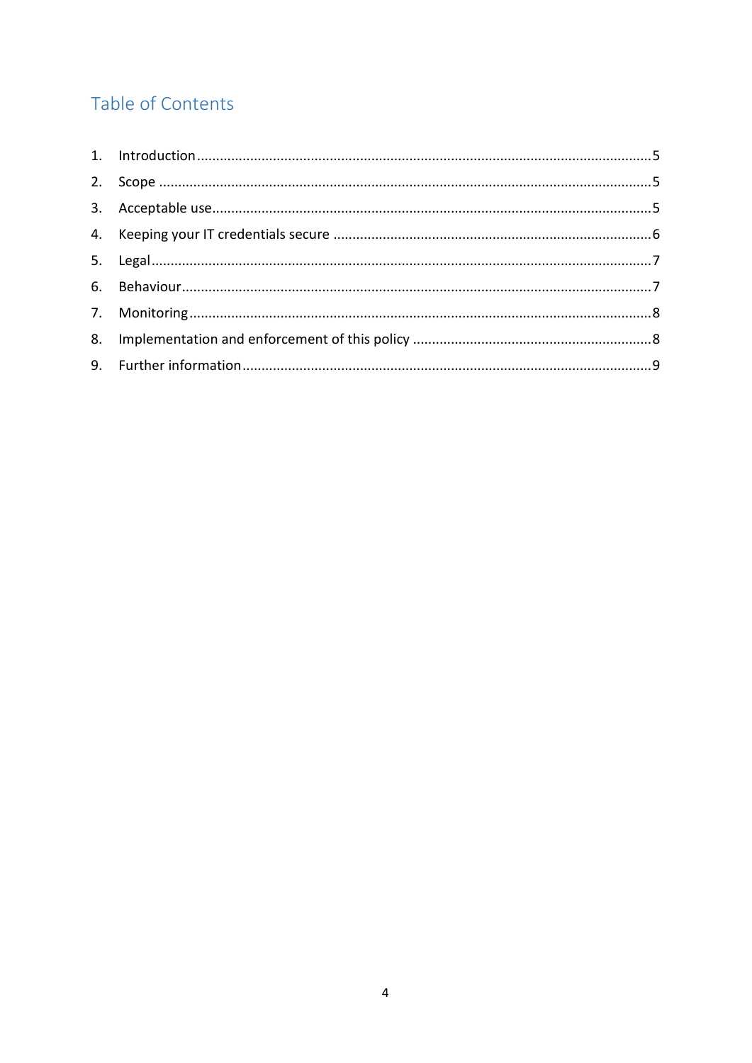## Table of Contents

1. Introduction ........................................................ 5
2. Scope ........................................................ 5
3. Acceptable use ........................................................ 5
4. Keeping your IT credentials secure ........................................................ 6
5. Legal ........................................................ 7
6. Behaviour ........................................................ 7
7. Monitoring ........................................................ 8
8. Implementation and enforcement of this policy ........................................................ 8
9. Further information ........................................................ 9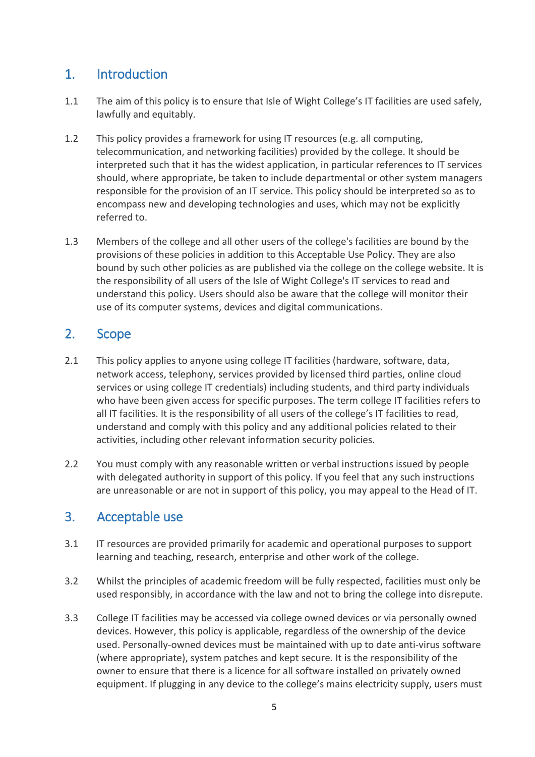## 1. Introduction

1.1 The aim of this policy is to ensure that Isle of Wight College's IT facilities are used safely, lawfully and equitably.

1.2 This policy provides a framework for using IT resources (e.g. all computing, telecommunication, and networking facilities) provided by the college. It should be interpreted such that it has the widest application, in particular references to IT services should, where appropriate, be taken to include departmental or other system managers responsible for the provision of an IT service. This policy should be interpreted so as to encompass new and developing technologies and uses, which may not be explicitly referred to.

1.3 Members of the college and all other users of the college's facilities are bound by the provisions of these policies in addition to this Acceptable Use Policy. They are also bound by such other policies as are published via the college on the college website. It is the responsibility of all users of the Isle of Wight College's IT services to read and understand this policy. Users should also be aware that the college will monitor their use of its computer systems, devices and digital communications.

## 2. Scope

2.1 This policy applies to anyone using college IT facilities (hardware, software, data, network access, telephony, services provided by licensed third parties, online cloud services or using college IT credentials) including students, and third party individuals who have been given access for specific purposes. The term college IT facilities refers to all IT facilities. It is the responsibility of all users of the college's IT facilities to read, understand and comply with this policy and any additional policies related to their activities, including other relevant information security policies.

2.2 You must comply with any reasonable written or verbal instructions issued by people with delegated authority in support of this policy. If you feel that any such instructions are unreasonable or are not in support of this policy, you may appeal to the Head of IT.

## 3. Acceptable use

3.1 IT resources are provided primarily for academic and operational purposes to support learning and teaching, research, enterprise and other work of the college.

3.2 Whilst the principles of academic freedom will be fully respected, facilities must only be used responsibly, in accordance with the law and not to bring the college into disrepute.

3.3 College IT facilities may be accessed via college owned devices or via personally owned devices. However, this policy is applicable, regardless of the ownership of the device used. Personally-owned devices must be maintained with up to date anti-virus software (where appropriate), system patches and kept secure. It is the responsibility of the owner to ensure that there is a licence for all software installed on privately owned equipment. If plugging in any device to the college's mains electricity supply, users must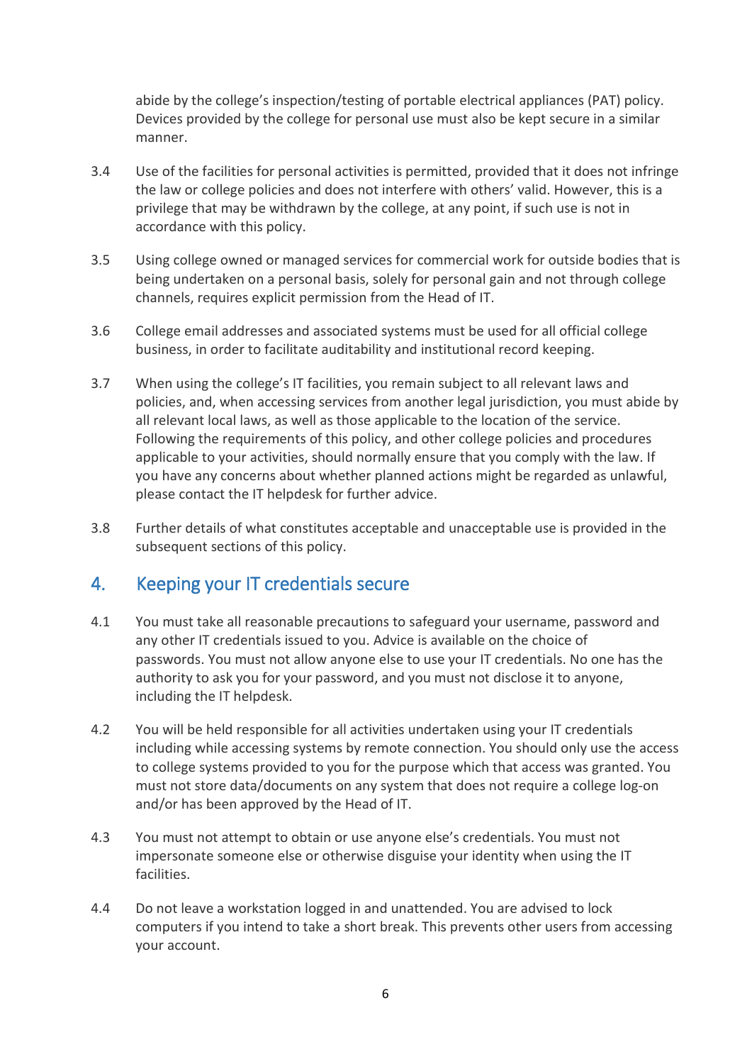abide by the college's inspection/testing of portable electrical appliances (PAT) policy. Devices provided by the college for personal use must also be kept secure in a similar manner.

3.4 Use of the facilities for personal activities is permitted, provided that it does not infringe the law or college policies and does not interfere with others' valid. However, this is a privilege that may be withdrawn by the college, at any point, if such use is not in accordance with this policy.

3.5 Using college owned or managed services for commercial work for outside bodies that is being undertaken on a personal basis, solely for personal gain and not through college channels, requires explicit permission from the Head of IT.

3.6 College email addresses and associated systems must be used for all official college business, in order to facilitate auditability and institutional record keeping.

3.7 When using the college's IT facilities, you remain subject to all relevant laws and policies, and, when accessing services from another legal jurisdiction, you must abide by all relevant local laws, as well as those applicable to the location of the service. Following the requirements of this policy, and other college policies and procedures applicable to your activities, should normally ensure that you comply with the law. If you have any concerns about whether planned actions might be regarded as unlawful, please contact the IT helpdesk for further advice.

3.8 Further details of what constitutes acceptable and unacceptable use is provided in the subsequent sections of this policy.

## 4. Keeping your IT credentials secure

4.1 You must take all reasonable precautions to safeguard your username, password and any other IT credentials issued to you. Advice is available on the choice of passwords. You must not allow anyone else to use your IT credentials. No one has the authority to ask you for your password, and you must not disclose it to anyone, including the IT helpdesk.

4.2 You will be held responsible for all activities undertaken using your IT credentials including while accessing systems by remote connection. You should only use the access to college systems provided to you for the purpose which that access was granted. You must not store data/documents on any system that does not require a college log-on and/or has been approved by the Head of IT.

4.3 You must not attempt to obtain or use anyone else's credentials. You must not impersonate someone else or otherwise disguise your identity when using the IT facilities.

4.4 Do not leave a workstation logged in and unattended. You are advised to lock computers if you intend to take a short break. This prevents other users from accessing your account.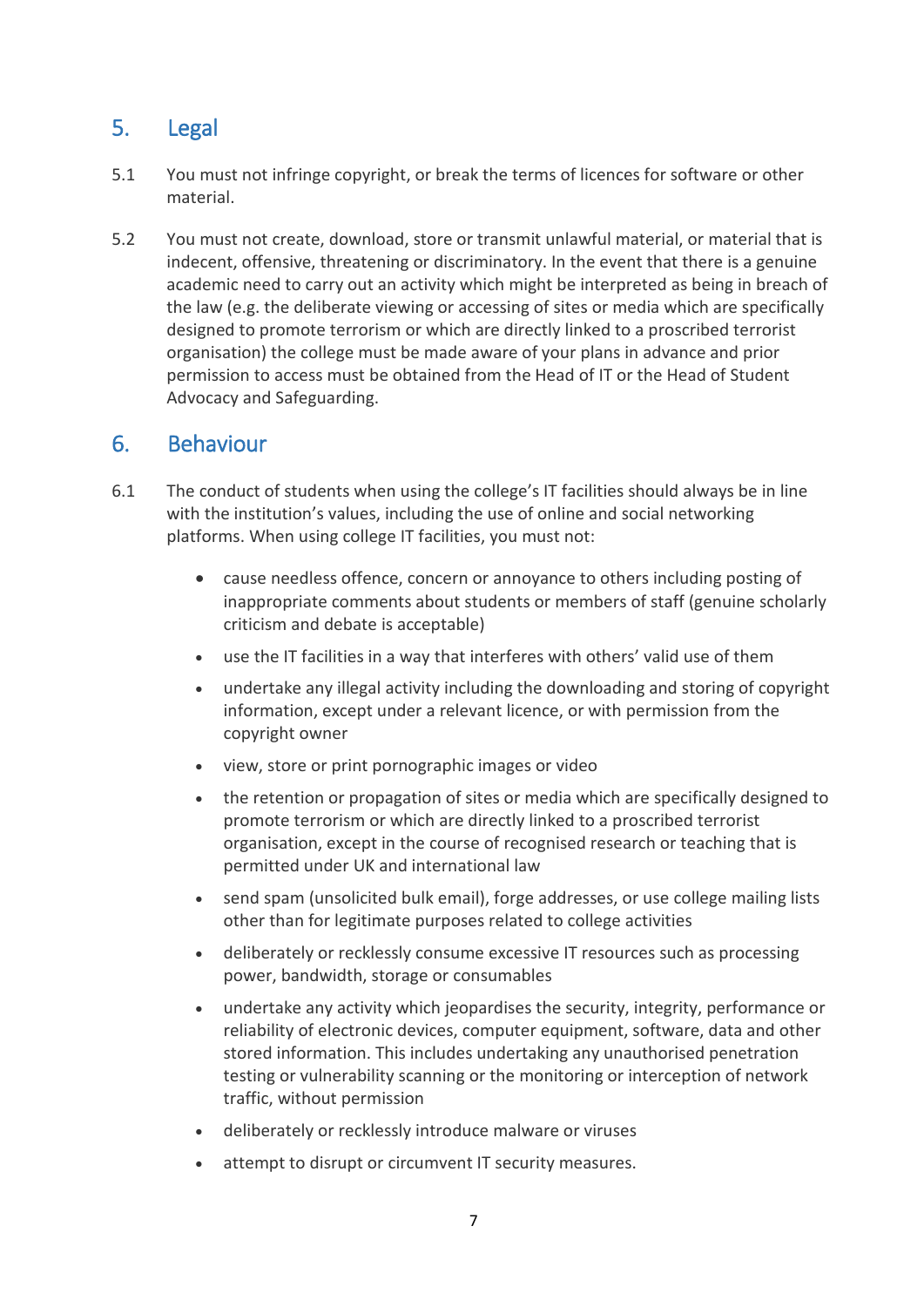## 5. Legal

5.1 You must not infringe copyright, or break the terms of licences for software or other material.

5.2 You must not create, download, store or transmit unlawful material, or material that is indecent, offensive, threatening or discriminatory. In the event that there is a genuine academic need to carry out an activity which might be interpreted as being in breach of the law (e.g. the deliberate viewing or accessing of sites or media which are specifically designed to promote terrorism or which are directly linked to a proscribed terrorist organisation) the college must be made aware of your plans in advance and prior permission to access must be obtained from the Head of IT or the Head of Student Advocacy and Safeguarding.

## 6. Behaviour

6.1 The conduct of students when using the college's IT facilities should always be in line with the institution's values, including the use of online and social networking platforms. When using college IT facilities, you must not:

- cause needless offence, concern or annoyance to others including posting of inappropriate comments about students or members of staff (genuine scholarly criticism and debate is acceptable)
- use the IT facilities in a way that interferes with others' valid use of them
- undertake any illegal activity including the downloading and storing of copyright information, except under a relevant licence, or with permission from the copyright owner
- view, store or print pornographic images or video
- the retention or propagation of sites or media which are specifically designed to promote terrorism or which are directly linked to a proscribed terrorist organisation, except in the course of recognised research or teaching that is permitted under UK and international law
- send spam (unsolicited bulk email), forge addresses, or use college mailing lists other than for legitimate purposes related to college activities
- deliberately or recklessly consume excessive IT resources such as processing power, bandwidth, storage or consumables
- undertake any activity which jeopardises the security, integrity, performance or reliability of electronic devices, computer equipment, software, data and other stored information. This includes undertaking any unauthorised penetration testing or vulnerability scanning or the monitoring or interception of network traffic, without permission
- deliberately or recklessly introduce malware or viruses
- attempt to disrupt or circumvent IT security measures.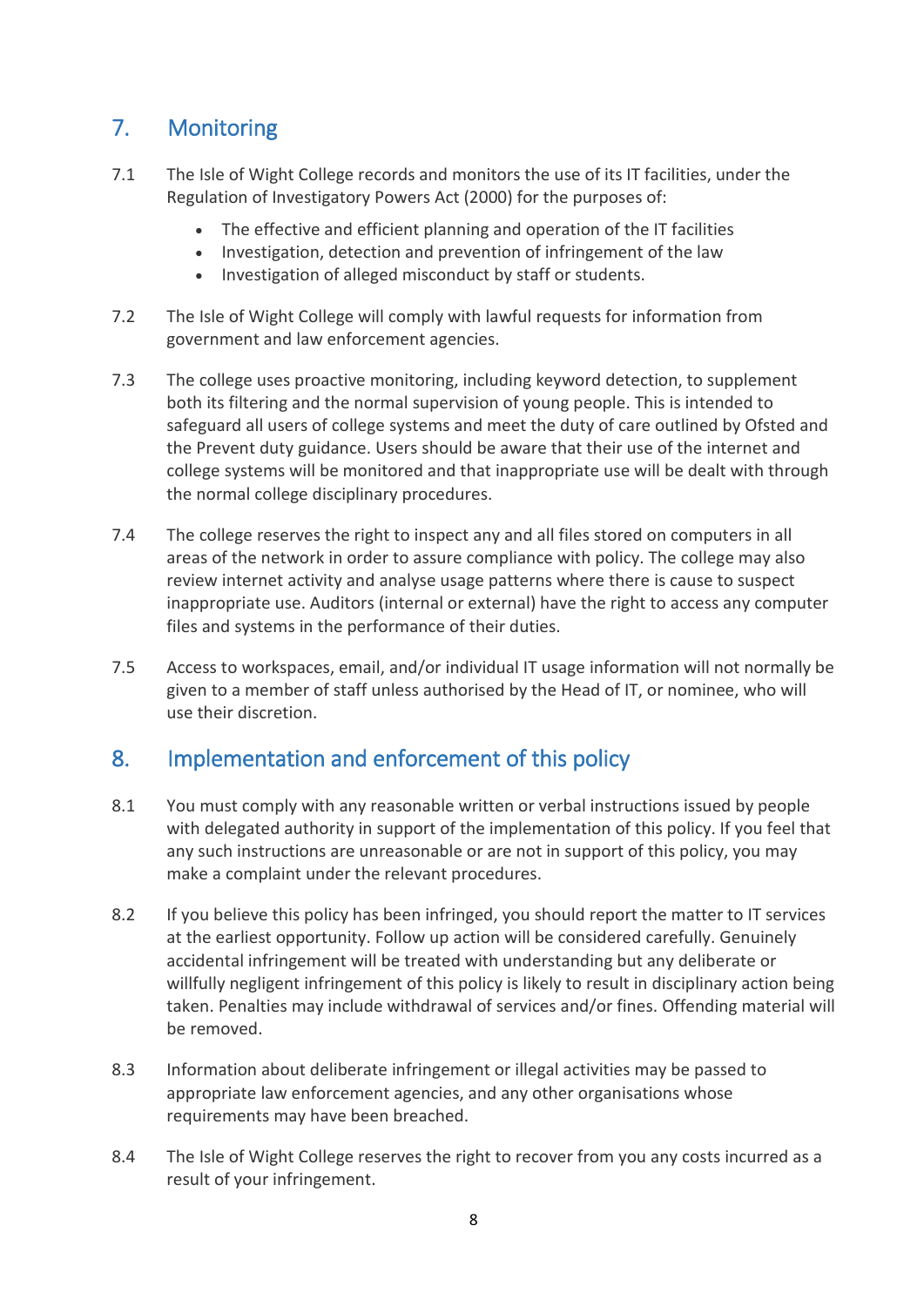## 7. Monitoring

7.1 The Isle of Wight College records and monitors the use of its IT facilities, under the Regulation of Investigatory Powers Act (2000) for the purposes of:

- The effective and efficient planning and operation of the IT facilities
- Investigation, detection and prevention of infringement of the law
- Investigation of alleged misconduct by staff or students.

7.2 The Isle of Wight College will comply with lawful requests for information from government and law enforcement agencies.

7.3 The college uses proactive monitoring, including keyword detection, to supplement both its filtering and the normal supervision of young people. This is intended to safeguard all users of college systems and meet the duty of care outlined by Ofsted and the Prevent duty guidance. Users should be aware that their use of the internet and college systems will be monitored and that inappropriate use will be dealt with through the normal college disciplinary procedures.

7.4 The college reserves the right to inspect any and all files stored on computers in all areas of the network in order to assure compliance with policy. The college may also review internet activity and analyse usage patterns where there is cause to suspect inappropriate use. Auditors (internal or external) have the right to access any computer files and systems in the performance of their duties.

7.5 Access to workspaces, email, and/or individual IT usage information will not normally be given to a member of staff unless authorised by the Head of IT, or nominee, who will use their discretion.

## 8. Implementation and enforcement of this policy

8.1 You must comply with any reasonable written or verbal instructions issued by people with delegated authority in support of the implementation of this policy. If you feel that any such instructions are unreasonable or are not in support of this policy, you may make a complaint under the relevant procedures.

8.2 If you believe this policy has been infringed, you should report the matter to IT services at the earliest opportunity. Follow up action will be considered carefully. Genuinely accidental infringement will be treated with understanding but any deliberate or willfully negligent infringement of this policy is likely to result in disciplinary action being taken. Penalties may include withdrawal of services and/or fines. Offending material will be removed.

8.3 Information about deliberate infringement or illegal activities may be passed to appropriate law enforcement agencies, and any other organisations whose requirements may have been breached.

8.4 The Isle of Wight College reserves the right to recover from you any costs incurred as a result of your infringement.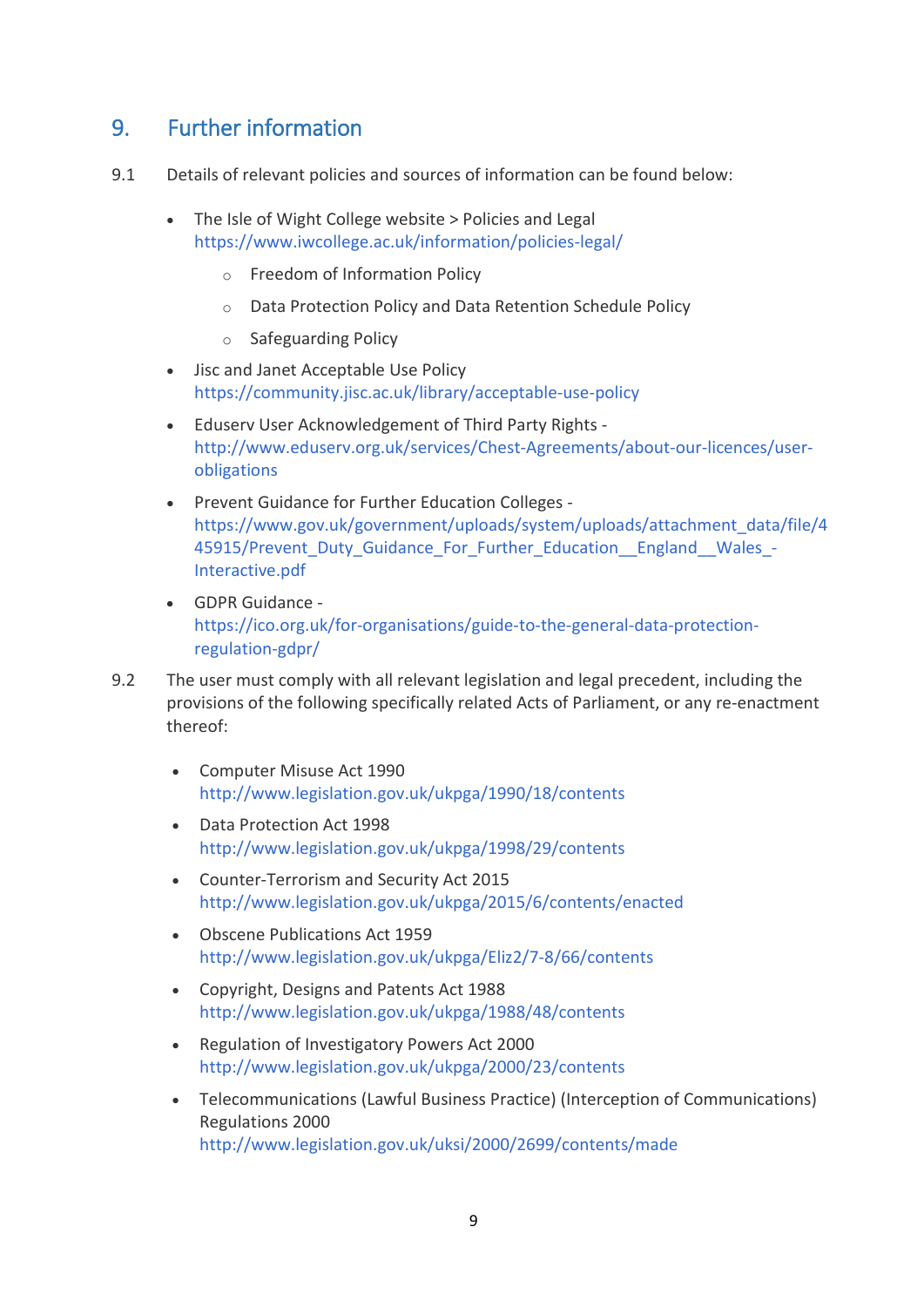## 9. Further information

9.1 Details of relevant policies and sources of information can be found below:

- The Isle of Wight College website > Policies and Legal
  https://www.iwcollege.ac.uk/information/policies-legal/
  - Freedom of Information Policy
  - Data Protection Policy and Data Retention Schedule Policy
  - Safeguarding Policy
- Jisc and Janet Acceptable Use Policy
  https://community.jisc.ac.uk/library/acceptable-use-policy
- Eduserv User Acknowledgement of Third Party Rights - http://www.eduserv.org.uk/services/Chest-Agreements/about-our-licences/user-obligations
- Prevent Guidance for Further Education Colleges - https://www.gov.uk/government/uploads/system/uploads/attachment_data/file/445915/Prevent_Duty_Guidance_For_Further_Education__England__Wales_-Interactive.pdf
- GDPR Guidance - https://ico.org.uk/for-organisations/guide-to-the-general-data-protection-regulation-gdpr/

9.2 The user must comply with all relevant legislation and legal precedent, including the provisions of the following specifically related Acts of Parliament, or any re-enactment thereof:

- Computer Misuse Act 1990
  http://www.legislation.gov.uk/ukpga/1990/18/contents
- Data Protection Act 1998
  http://www.legislation.gov.uk/ukpga/1998/29/contents
- Counter-Terrorism and Security Act 2015
  http://www.legislation.gov.uk/ukpga/2015/6/contents/enacted
- Obscene Publications Act 1959
  http://www.legislation.gov.uk/ukpga/Eliz2/7-8/66/contents
- Copyright, Designs and Patents Act 1988
  http://www.legislation.gov.uk/ukpga/1988/48/contents
- Regulation of Investigatory Powers Act 2000
  http://www.legislation.gov.uk/ukpga/2000/23/contents
- Telecommunications (Lawful Business Practice) (Interception of Communications) Regulations 2000
  http://www.legislation.gov.uk/uksi/2000/2699/contents/made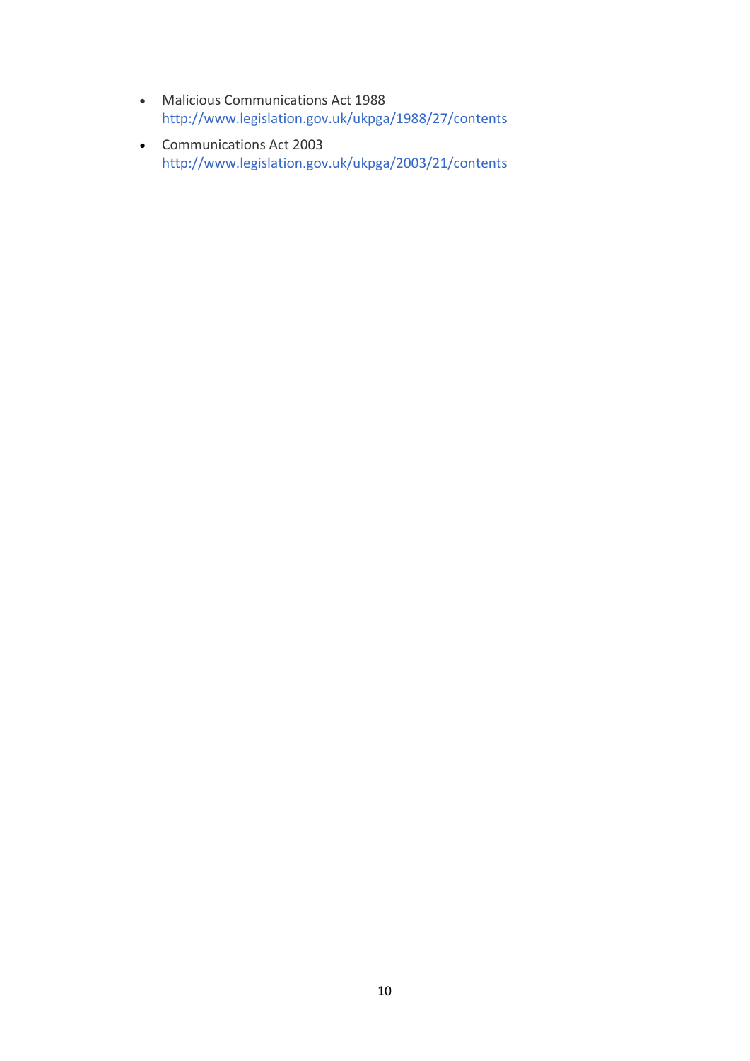- Malicious Communications Act 1988
  http://www.legislation.gov.uk/ukpga/1988/27/contents
- Communications Act 2003
  http://www.legislation.gov.uk/ukpga/2003/21/contents